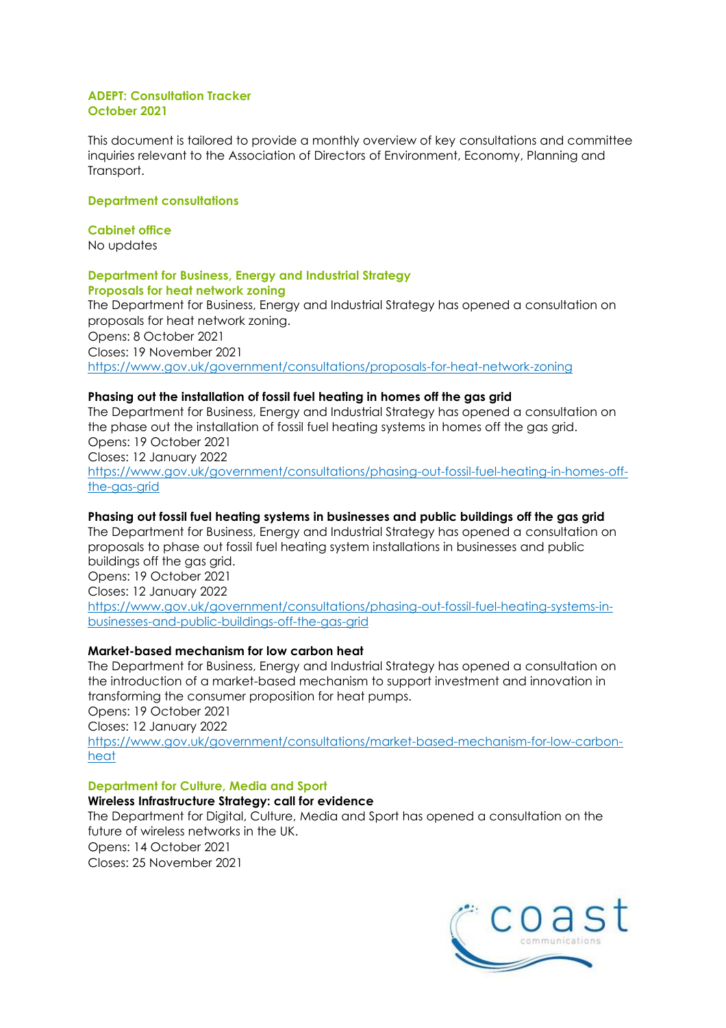**ADEPT: Consultation Tracker**
**October 2021**

This document is tailored to provide a monthly overview of key consultations and committee inquiries relevant to the Association of Directors of Environment, Economy, Planning and Transport.

## Department consultations

### Cabinet office

No updates

### Department for Business, Energy and Industrial Strategy

#### Proposals for heat network zoning

The Department for Business, Energy and Industrial Strategy has opened a consultation on proposals for heat network zoning.
Opens: 8 October 2021
Closes: 19 November 2021
https://www.gov.uk/government/consultations/proposals-for-heat-network-zoning

**Phasing out the installation of fossil fuel heating in homes off the gas grid**

The Department for Business, Energy and Industrial Strategy has opened a consultation on the phase out the installation of fossil fuel heating systems in homes off the gas grid.
Opens: 19 October 2021
Closes: 12 January 2022
https://www.gov.uk/government/consultations/phasing-out-fossil-fuel-heating-in-homes-off-the-gas-grid

**Phasing out fossil fuel heating systems in businesses and public buildings off the gas grid**

The Department for Business, Energy and Industrial Strategy has opened a consultation on proposals to phase out fossil fuel heating system installations in businesses and public buildings off the gas grid.
Opens: 19 October 2021
Closes: 12 January 2022
https://www.gov.uk/government/consultations/phasing-out-fossil-fuel-heating-systems-in-businesses-and-public-buildings-off-the-gas-grid

**Market-based mechanism for low carbon heat**

The Department for Business, Energy and Industrial Strategy has opened a consultation on the introduction of a market-based mechanism to support investment and innovation in transforming the consumer proposition for heat pumps.
Opens: 19 October 2021
Closes: 12 January 2022
https://www.gov.uk/government/consultations/market-based-mechanism-for-low-carbon-heat

### Department for Culture, Media and Sport

**Wireless Infrastructure Strategy: call for evidence**

The Department for Digital, Culture, Media and Sport has opened a consultation on the future of wireless networks in the UK.
Opens: 14 October 2021
Closes: 25 November 2021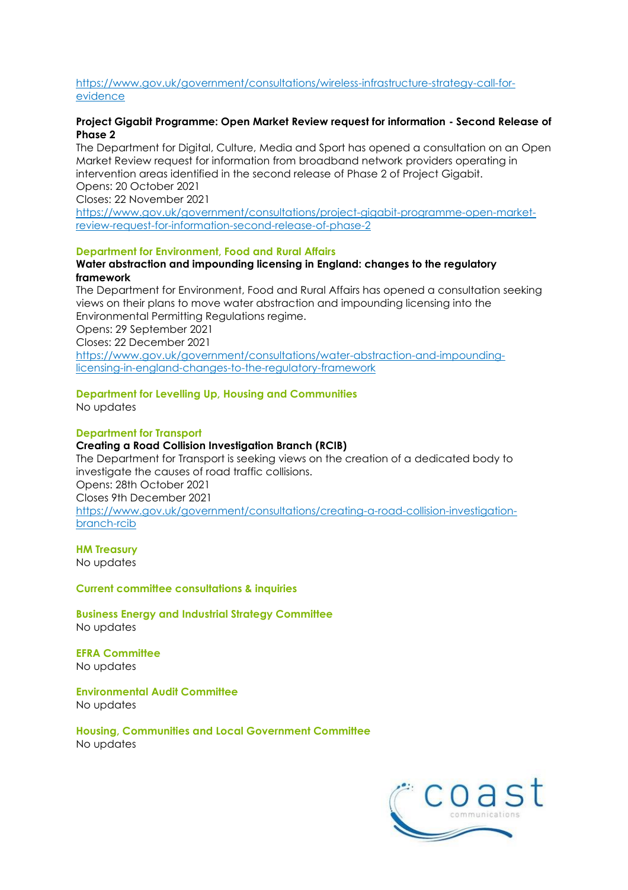https://www.gov.uk/government/consultations/wireless-infrastructure-strategy-call-for-evidence

**Project Gigabit Programme: Open Market Review request for information - Second Release of Phase 2**

The Department for Digital, Culture, Media and Sport has opened a consultation on an Open Market Review request for information from broadband network providers operating in intervention areas identified in the second release of Phase 2 of Project Gigabit.

Opens: 20 October 2021
Closes: 22 November 2021
https://www.gov.uk/government/consultations/project-gigabit-programme-open-market-review-request-for-information-second-release-of-phase-2

### Department for Environment, Food and Rural Affairs

**Water abstraction and impounding licensing in England: changes to the regulatory framework**

The Department for Environment, Food and Rural Affairs has opened a consultation seeking views on their plans to move water abstraction and impounding licensing into the Environmental Permitting Regulations regime.

Opens: 29 September 2021
Closes: 22 December 2021
https://www.gov.uk/government/consultations/water-abstraction-and-impounding-licensing-in-england-changes-to-the-regulatory-framework

### Department for Levelling Up, Housing and Communities

No updates

### Department for Transport

**Creating a Road Collision Investigation Branch (RCIB)**

The Department for Transport is seeking views on the creation of a dedicated body to investigate the causes of road traffic collisions.

Opens: 28th October 2021
Closes 9th December 2021
https://www.gov.uk/government/consultations/creating-a-road-collision-investigation-branch-rcib

### HM Treasury

No updates

## Current committee consultations & inquiries

### Business Energy and Industrial Strategy Committee

No updates

### EFRA Committee

No updates

### Environmental Audit Committee

No updates

### Housing, Communities and Local Government Committee

No updates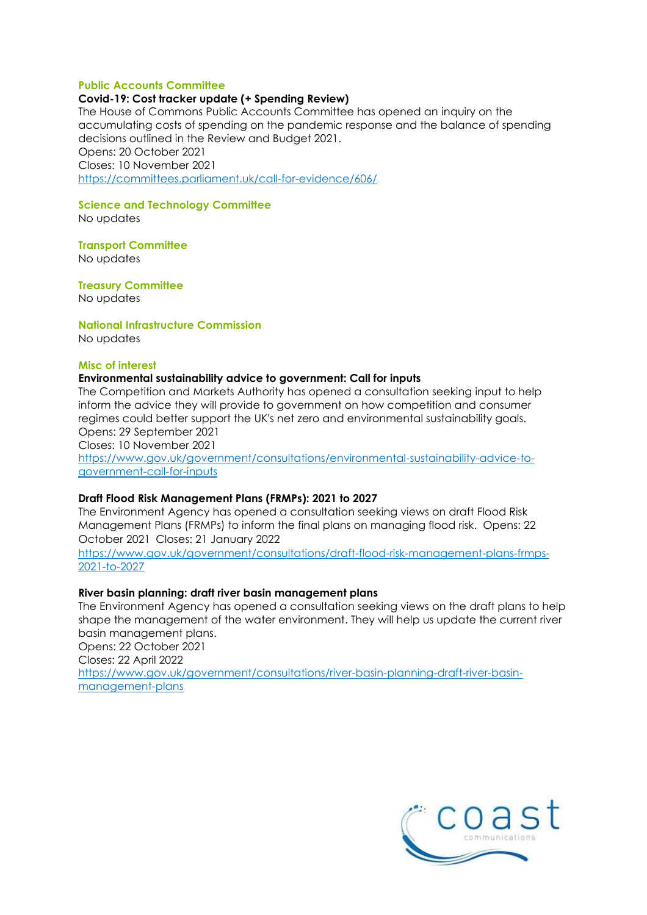### Public Accounts Committee

**Covid-19: Cost tracker update (+ Spending Review)**

The House of Commons Public Accounts Committee has opened an inquiry on the accumulating costs of spending on the pandemic response and the balance of spending decisions outlined in the Review and Budget 2021.
Opens: 20 October 2021
Closes: 10 November 2021
https://committees.parliament.uk/call-for-evidence/606/

### Science and Technology Committee

No updates

### Transport Committee

No updates

### Treasury Committee

No updates

### National Infrastructure Commission

No updates

### Misc of interest

**Environmental sustainability advice to government: Call for inputs**

The Competition and Markets Authority has opened a consultation seeking input to help inform the advice they will provide to government on how competition and consumer regimes could better support the UK's net zero and environmental sustainability goals.
Opens: 29 September 2021
Closes: 10 November 2021
https://www.gov.uk/government/consultations/environmental-sustainability-advice-to-government-call-for-inputs

**Draft Flood Risk Management Plans (FRMPs): 2021 to 2027**

The Environment Agency has opened a consultation seeking views on draft Flood Risk Management Plans (FRMPs) to inform the final plans on managing flood risk. Opens: 22 October 2021 Closes: 21 January 2022
https://www.gov.uk/government/consultations/draft-flood-risk-management-plans-frmps-2021-to-2027

**River basin planning: draft river basin management plans**

The Environment Agency has opened a consultation seeking views on the draft plans to help shape the management of the water environment. They will help us update the current river basin management plans.
Opens: 22 October 2021
Closes: 22 April 2022
https://www.gov.uk/government/consultations/river-basin-planning-draft-river-basin-management-plans